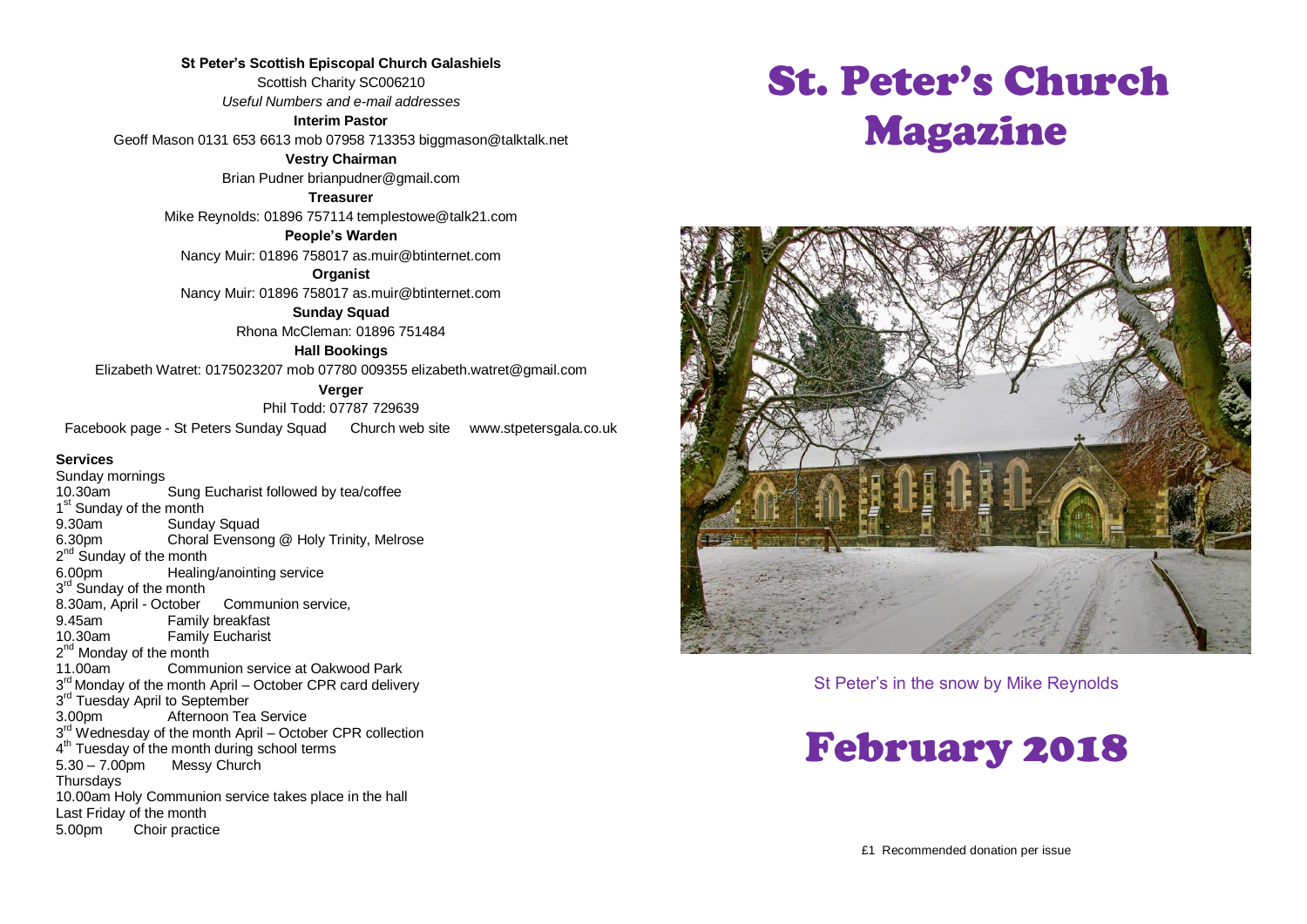**St Peter's Scottish Episcopal Church Galashiels**

Scottish Charity SC006210

*Useful Numbers and e-mail addresses*

**Interim Pastor**

Geoff Mason 0131 653 6613 mob 07958 713353 biggmason@talktalk.net

**Vestry Chairman**

Brian Pudner brianpudner@gmail.com

**Treasurer**

Mike Reynolds: 01896 757114 templestowe@talk21.com

**People's Warden**

Nancy Muir: 01896 758017 as.muir@btinternet.com

**Organist**

Nancy Muir: 01896 758017 as.muir@btinternet.com

**Sunday Squad**

Rhona McCleman: 01896 751484

**Hall Bookings**

Elizabeth Watret: 0175023207 mob 07780 009355 elizabeth.watret@gmail.com

**Verger**

Phil Todd: 07787 729639

Facebook page - St Peters Sunday Squad     Church web site     www.stpetersgala.co.uk

**Services**

Sunday mornings
10.30am Sung Eucharist followed by tea/coffee

1st Sunday of the month
9.30am Sunday Squad
6.30pm Choral Evensong @ Holy Trinity, Melrose

2nd Sunday of the month
6.00pm Healing/anointing service

3rd Sunday of the month
8.30am, April - October Communion service,
9.45am Family breakfast
10.30am Family Eucharist

2nd Monday of the month
11.00am Communion service at Oakwood Park

3rd Monday of the month April – October CPR card delivery

3rd Tuesday April to September
3.00pm Afternoon Tea Service

3rd Wednesday of the month April – October CPR collection

4th Tuesday of the month during school terms
5.30 – 7.00pm Messy Church

Thursdays
10.00am Holy Communion service takes place in the hall

Last Friday of the month
5.00pm Choir practice

# St. Peter's Church Magazine

St Peter's in the snow by Mike Reynolds

# February 2018

£1 Recommended donation per issue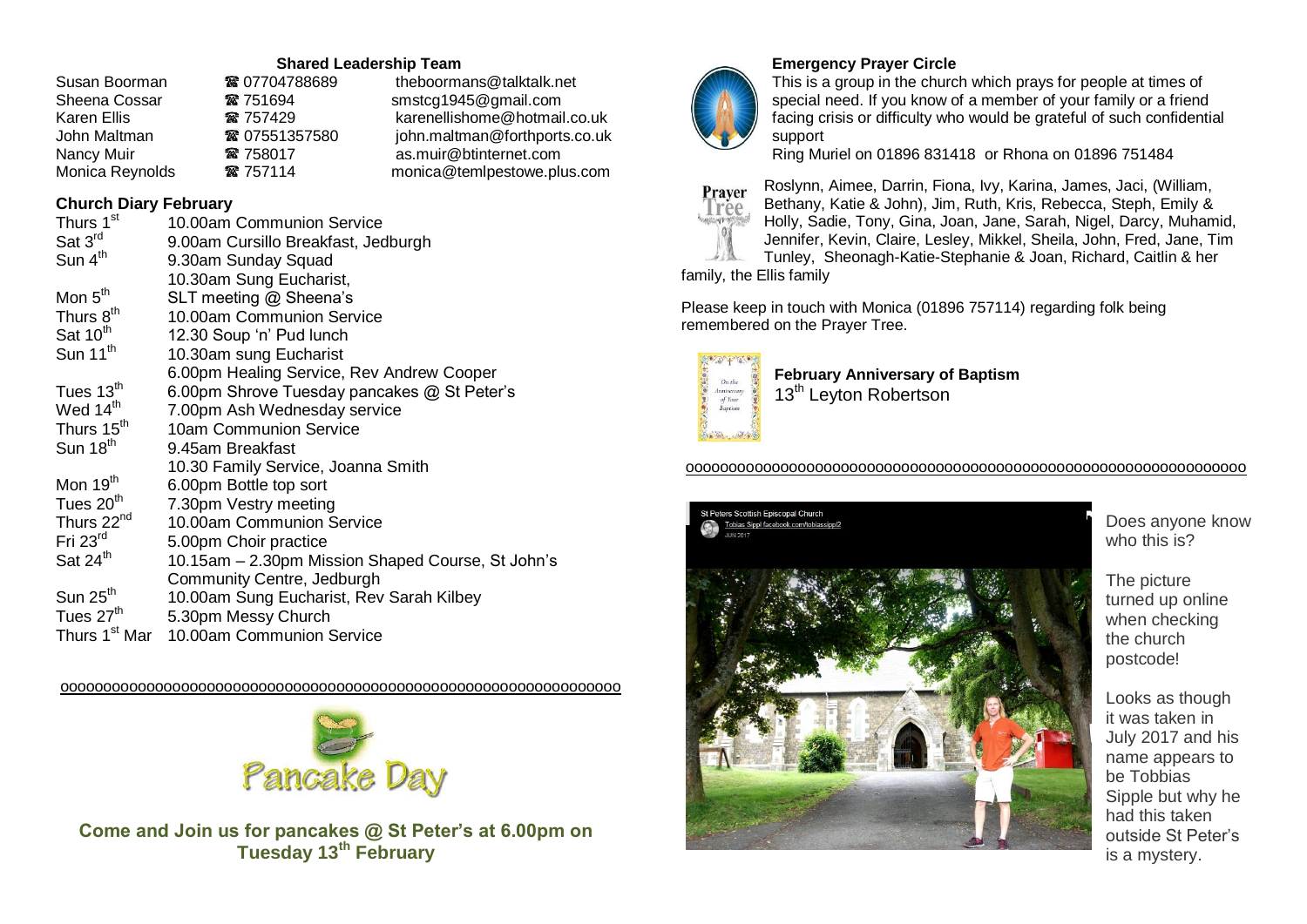### Shared Leadership Team

| | | |
|---|---|---|
| Susan Boorman | ☎ 07704788689 | theboormans@talktalk.net |
| Sheena Cossar | ☎ 751694 | smstcg1945@gmail.com |
| Karen Ellis | ☎ 757429 | karenellishome@hotmail.co.uk |
| John Maltman | ☎ 07551357580 | john.maltman@forthports.co.uk |
| Nancy Muir | ☎ 758017 | as.muir@btinternet.com |
| Monica Reynolds | ☎ 757114 | monica@temlpestowe.plus.com |

### Church Diary February

| | |
|---|---|
| Thurs 1st | 10.00am Communion Service |
| Sat 3rd | 9.00am Cursillo Breakfast, Jedburgh |
| Sun 4th | 9.30am Sunday Squad |
| | 10.30am Sung Eucharist, |
| Mon 5th | SLT meeting @ Sheena's |
| Thurs 8th | 10.00am Communion Service |
| Sat 10th | 12.30 Soup 'n' Pud lunch |
| Sun 11th | 10.30am sung Eucharist |
| | 6.00pm Healing Service, Rev Andrew Cooper |
| Tues 13th | 6.00pm Shrove Tuesday pancakes @ St Peter's |
| Wed 14th | 7.00pm Ash Wednesday service |
| Thurs 15th | 10am Communion Service |
| Sun 18th | 9.45am Breakfast |
| | 10.30 Family Service, Joanna Smith |
| Mon 19th | 6.00pm Bottle top sort |
| Tues 20th | 7.30pm Vestry meeting |
| Thurs 22nd | 10.00am Communion Service |
| Fri 23rd | 5.00pm Choir practice |
| Sat 24th | 10.15am – 2.30pm Mission Shaped Course, St John's Community Centre, Jedburgh |
| Sun 25th | 10.00am Sung Eucharist, Rev Sarah Kilbey |
| Tues 27th | 5.30pm Messy Church |
| Thurs 1st Mar | 10.00am Communion Service |

oooooooooooooooooooooooooooooooooooooooooooooooooooooooooooooo

Pancake Day

**Come and Join us for pancakes @ St Peter's at 6.00pm on Tuesday 13th February**

### Emergency Prayer Circle

This is a group in the church which prays for people at times of special need. If you know of a member of your family or a friend facing crisis or difficulty who would be grateful of such confidential support

Ring Muriel on 01896 831418 or Rhona on 01896 751484

Prayer Tree

Roslynn, Aimee, Darrin, Fiona, Ivy, Karina, James, Jaci, (William, Bethany, Katie & John), Jim, Ruth, Kris, Rebecca, Steph, Emily & Holly, Sadie, Tony, Gina, Joan, Jane, Sarah, Nigel, Darcy, Muhamid, Jennifer, Kevin, Claire, Lesley, Mikkel, Sheila, John, Fred, Jane, Tim Tunley, Sheonagh-Katie-Stephanie & Joan, Richard, Caitlin & her family, the Ellis family

Please keep in touch with Monica (01896 757114) regarding folk being remembered on the Prayer Tree.

### February Anniversary of Baptism

13th Leyton Robertson

oooooooooooooooooooooooooooooooooooooooooooooooooooooooooooooo

Does anyone know who this is?

The picture turned up online when checking the church postcode!

Looks as though it was taken in July 2017 and his name appears to be Tobbias Sipple but why he had this taken outside St Peter's is a mystery.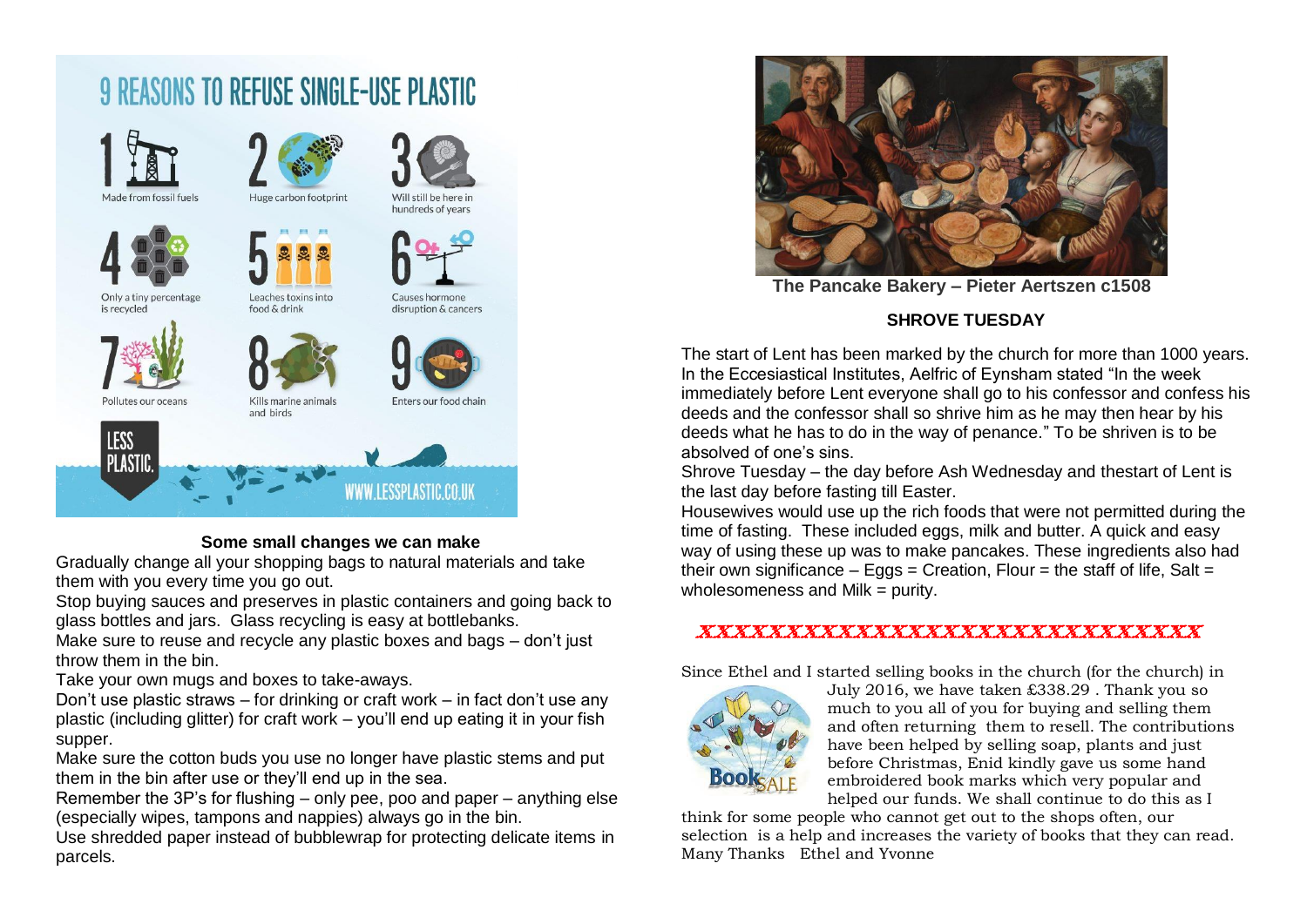# 9 REASONS TO REFUSE SINGLE-USE PLASTIC

1. Made from fossil fuels
2. Huge carbon footprint
3. Will still be here in hundreds of years
4. Only a tiny percentage is recycled
5. Leaches toxins into food & drink
6. Causes hormone disruption & cancers
7. Pollutes our oceans
8. Kills marine animals and birds
9. Enters our food chain

LESS PLASTIC.

WWW.LESSPLASTIC.CO.UK

**Some small changes we can make**

Gradually change all your shopping bags to natural materials and take them with you every time you go out.

Stop buying sauces and preserves in plastic containers and going back to glass bottles and jars. Glass recycling is easy at bottlebanks.

Make sure to reuse and recycle any plastic boxes and bags – don't just throw them in the bin.

Take your own mugs and boxes to take-aways.

Don't use plastic straws – for drinking or craft work – in fact don't use any plastic (including glitter) for craft work – you'll end up eating it in your fish supper.

Make sure the cotton buds you use no longer have plastic stems and put them in the bin after use or they'll end up in the sea.

Remember the 3P's for flushing – only pee, poo and paper – anything else (especially wipes, tampons and nappies) always go in the bin.

Use shredded paper instead of bubblewrap for protecting delicate items in parcels.

**The Pancake Bakery – Pieter Aertszen c1508**

**SHROVE TUESDAY**

The start of Lent has been marked by the church for more than 1000 years. In the Eccesiastical Institutes, Aelfric of Eynsham stated "In the week immediately before Lent everyone shall go to his confessor and confess his deeds and the confessor shall so shrive him as he may then hear by his deeds what he has to do in the way of penance." To be shriven is to be absolved of one's sins.

Shrove Tuesday – the day before Ash Wednesday and thestart of Lent is the last day before fasting till Easter.

Housewives would use up the rich foods that were not permitted during the time of fasting. These included eggs, milk and butter. A quick and easy way of using these up was to make pancakes. These ingredients also had their own significance – Eggs = Creation, Flour = the staff of life, Salt = wholesomeness and Milk = purity.

XXXXXXXXXXXXXXXXXXXXXXXXXXXXXX

Since Ethel and I started selling books in the church (for the church) in July 2016, we have taken £338.29 . Thank you so much to you all of you for buying and selling them and often returning them to resell. The contributions have been helped by selling soap, plants and just before Christmas, Enid kindly gave us some hand embroidered book marks which very popular and helped our funds. We shall continue to do this as I think for some people who cannot get out to the shops often, our selection is a help and increases the variety of books that they can read.

Many Thanks Ethel and Yvonne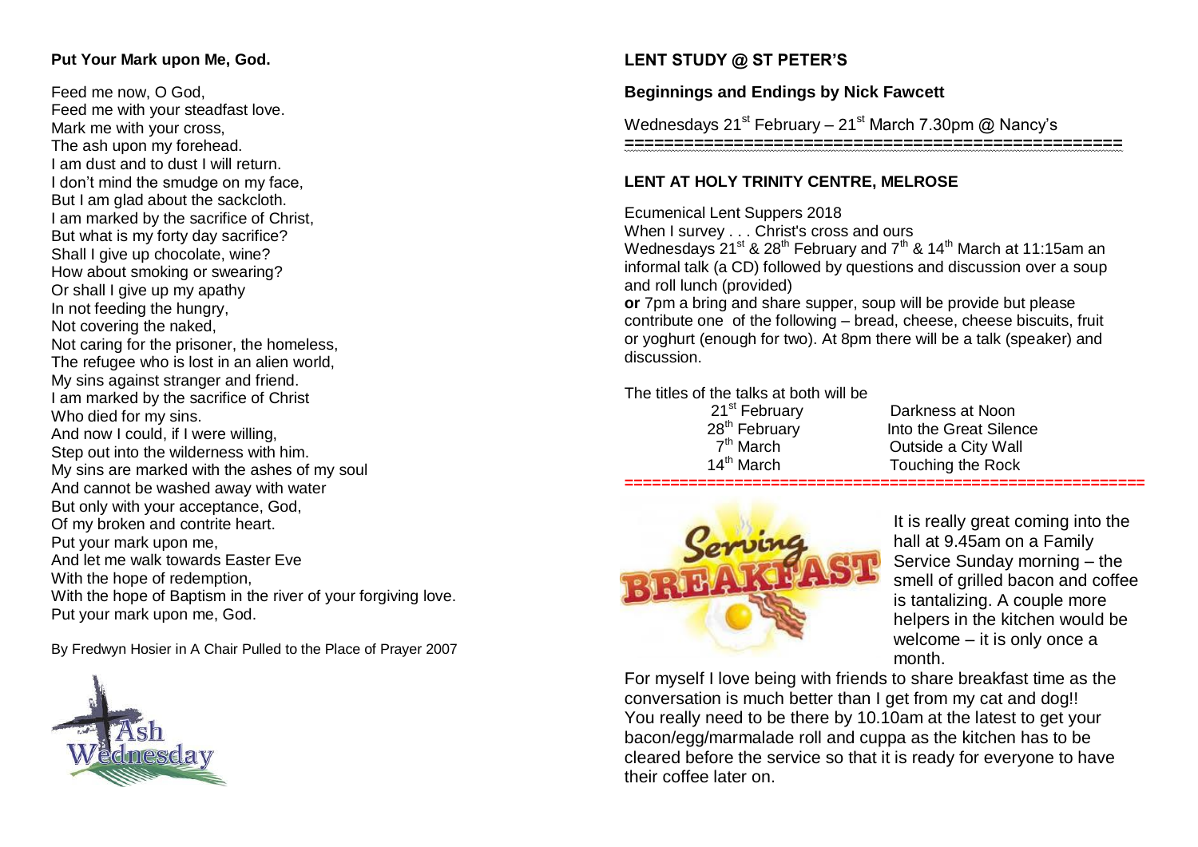**Put Your Mark upon Me, God.**

Feed me now, O God,
Feed me with your steadfast love.
Mark me with your cross,
The ash upon my forehead.
I am dust and to dust I will return.
I don't mind the smudge on my face,
But I am glad about the sackcloth.
I am marked by the sacrifice of Christ,
But what is my forty day sacrifice?
Shall I give up chocolate, wine?
How about smoking or swearing?
Or shall I give up my apathy
In not feeding the hungry,
Not covering the naked,
Not caring for the prisoner, the homeless,
The refugee who is lost in an alien world,
My sins against stranger and friend.
I am marked by the sacrifice of Christ
Who died for my sins.
And now I could, if I were willing,
Step out into the wilderness with him.
My sins are marked with the ashes of my soul
And cannot be washed away with water
But only with your acceptance, God,
Of my broken and contrite heart.
Put your mark upon me,
And let me walk towards Easter Eve
With the hope of redemption,
With the hope of Baptism in the river of your forgiving love.
Put your mark upon me, God.

By Fredwyn Hosier in A Chair Pulled to the Place of Prayer 2007

**LENT STUDY @ ST PETER'S**

**Beginnings and Endings by Nick Fawcett**

Wednesdays 21st February – 21st March 7.30pm @ Nancy's

---

**LENT AT HOLY TRINITY CENTRE, MELROSE**

Ecumenical Lent Suppers 2018
When I survey . . . Christ's cross and ours
Wednesdays 21st & 28th February and 7th & 14th March at 11:15am an informal talk (a CD) followed by questions and discussion over a soup and roll lunch (provided)
**or** 7pm a bring and share supper, soup will be provide but please contribute one of the following – bread, cheese, cheese biscuits, fruit or yoghurt (enough for two). At 8pm there will be a talk (speaker) and discussion.

The titles of the talks at both will be

| | |
|---|---|
| 21st February | Darkness at Noon |
| 28th February | Into the Great Silence |
| 7th March | Outside a City Wall |
| 14th March | Touching the Rock |

---

It is really great coming into the hall at 9.45am on a Family Service Sunday morning – the smell of grilled bacon and coffee is tantalizing. A couple more helpers in the kitchen would be welcome – it is only once a month.

For myself I love being with friends to share breakfast time as the conversation is much better than I get from my cat and dog!! You really need to be there by 10.10am at the latest to get your bacon/egg/marmalade roll and cuppa as the kitchen has to be cleared before the service so that it is ready for everyone to have their coffee later on.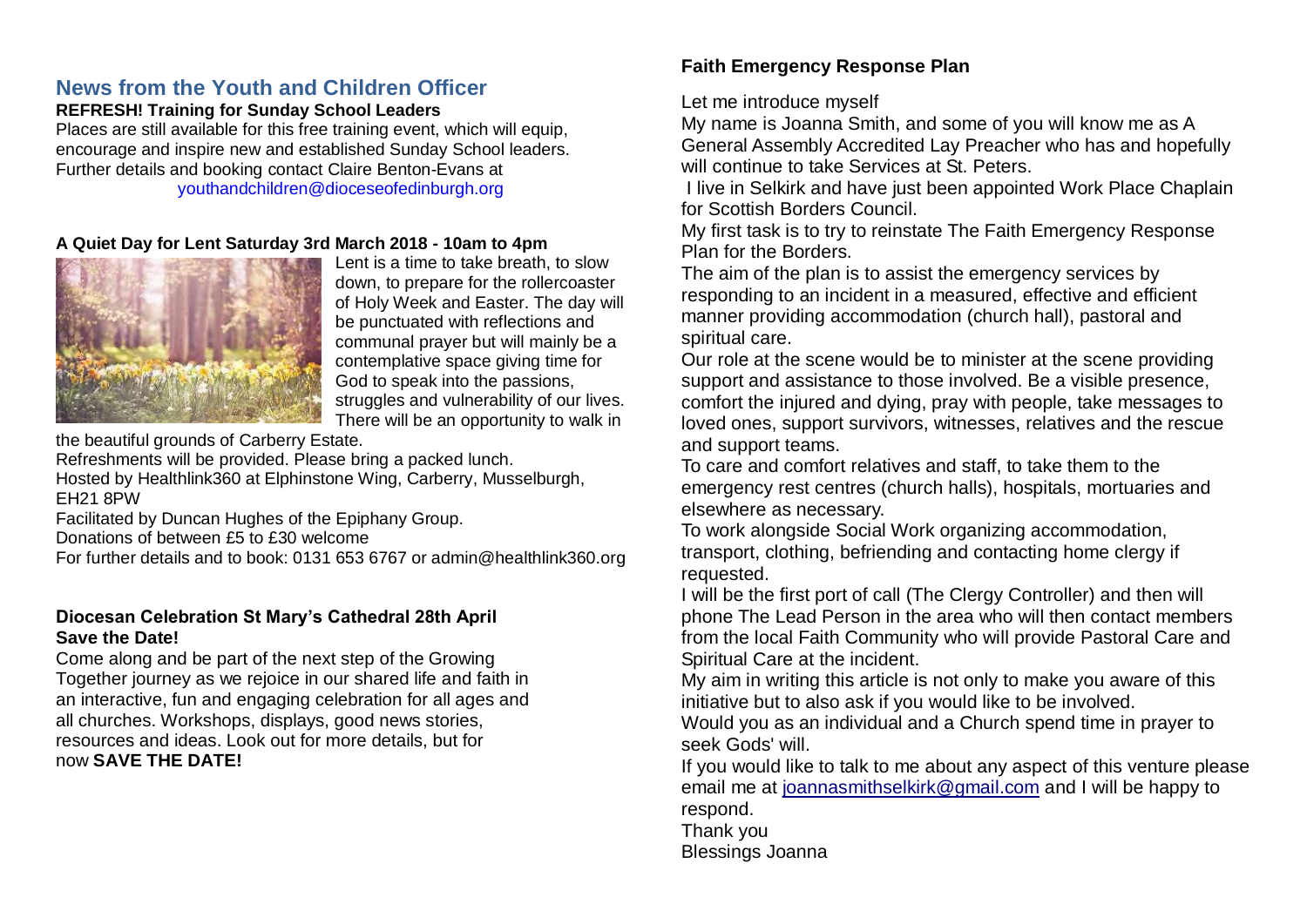## News from the Youth and Children Officer

**REFRESH! Training for Sunday School Leaders**

Places are still available for this free training event, which will equip, encourage and inspire new and established Sunday School leaders. Further details and booking contact Claire Benton-Evans at youthandchildren@dioceseofedinburgh.org

**A Quiet Day for Lent Saturday 3rd March 2018 - 10am to 4pm**

Lent is a time to take breath, to slow down, to prepare for the rollercoaster of Holy Week and Easter. The day will be punctuated with reflections and communal prayer but will mainly be a contemplative space giving time for God to speak into the passions, struggles and vulnerability of our lives. There will be an opportunity to walk in the beautiful grounds of Carberry Estate.

Refreshments will be provided. Please bring a packed lunch.

Hosted by Healthlink360 at Elphinstone Wing, Carberry, Musselburgh, EH21 8PW

Facilitated by Duncan Hughes of the Epiphany Group.

Donations of between £5 to £30 welcome

For further details and to book: 0131 653 6767 or admin@healthlink360.org

**Diocesan Celebration St Mary's Cathedral 28th April**
**Save the Date!**

Come along and be part of the next step of the Growing Together journey as we rejoice in our shared life and faith in an interactive, fun and engaging celebration for all ages and all churches. Workshops, displays, good news stories, resources and ideas. Look out for more details, but for now **SAVE THE DATE!**

### Faith Emergency Response Plan

Let me introduce myself

My name is Joanna Smith, and some of you will know me as A General Assembly Accredited Lay Preacher who has and hopefully will continue to take Services at St. Peters.

I live in Selkirk and have just been appointed Work Place Chaplain for Scottish Borders Council.

My first task is to try to reinstate The Faith Emergency Response Plan for the Borders.

The aim of the plan is to assist the emergency services by responding to an incident in a measured, effective and efficient manner providing accommodation (church hall), pastoral and spiritual care.

Our role at the scene would be to minister at the scene providing support and assistance to those involved. Be a visible presence, comfort the injured and dying, pray with people, take messages to loved ones, support survivors, witnesses, relatives and the rescue and support teams.

To care and comfort relatives and staff, to take them to the emergency rest centres (church halls), hospitals, mortuaries and elsewhere as necessary.

To work alongside Social Work organizing accommodation, transport, clothing, befriending and contacting home clergy if requested.

I will be the first port of call (The Clergy Controller) and then will phone The Lead Person in the area who will then contact members from the local Faith Community who will provide Pastoral Care and Spiritual Care at the incident.

My aim in writing this article is not only to make you aware of this initiative but to also ask if you would like to be involved.

Would you as an individual and a Church spend time in prayer to seek Gods' will.

If you would like to talk to me about any aspect of this venture please email me at joannasmithselkirk@gmail.com and I will be happy to respond.

Thank you

Blessings Joanna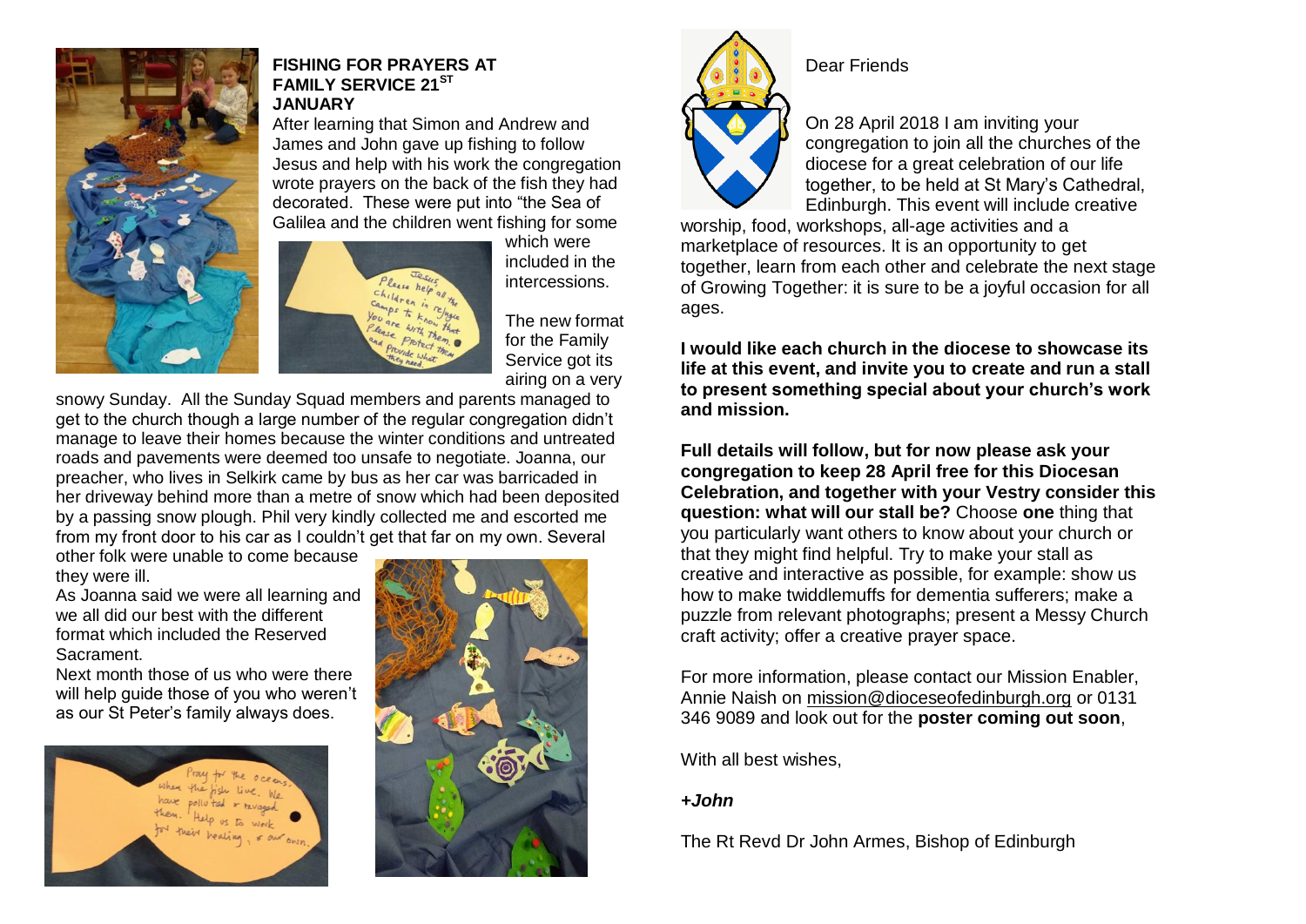### FISHING FOR PRAYERS AT FAMILY SERVICE 21ST JANUARY

After learning that Simon and Andrew and James and John gave up fishing to follow Jesus and help with his work the congregation wrote prayers on the back of the fish they had decorated. These were put into "the Sea of Galilea and the children went fishing for some which were included in the intercessions.

The new format for the Family Service got its airing on a very snowy Sunday. All the Sunday Squad members and parents managed to get to the church though a large number of the regular congregation didn't manage to leave their homes because the winter conditions and untreated roads and pavements were deemed too unsafe to negotiate. Joanna, our preacher, who lives in Selkirk came by bus as her car was barricaded in her driveway behind more than a metre of snow which had been deposited by a passing snow plough. Phil very kindly collected me and escorted me from my front door to his car as I couldn't get that far on my own. Several other folk were unable to come because they were ill.

As Joanna said we were all learning and we all did our best with the different format which included the Reserved Sacrament.

Next month those of us who were there will help guide those of you who weren't as our St Peter's family always does.

Dear Friends

On 28 April 2018 I am inviting your congregation to join all the churches of the diocese for a great celebration of our life together, to be held at St Mary's Cathedral, Edinburgh. This event will include creative worship, food, workshops, all-age activities and a marketplace of resources. It is an opportunity to get together, learn from each other and celebrate the next stage of Growing Together: it is sure to be a joyful occasion for all ages.

**I would like each church in the diocese to showcase its life at this event, and invite you to create and run a stall to present something special about your church's work and mission.**

**Full details will follow, but for now please ask your congregation to keep 28 April free for this Diocesan Celebration, and together with your Vestry consider this question: what will our stall be?** Choose **one** thing that you particularly want others to know about your church or that they might find helpful. Try to make your stall as creative and interactive as possible, for example: show us how to make twiddlemuffs for dementia sufferers; make a puzzle from relevant photographs; present a Messy Church craft activity; offer a creative prayer space.

For more information, please contact our Mission Enabler, Annie Naish on mission@dioceseofedinburgh.org or 0131 346 9089 and look out for the **poster coming out soon**,

With all best wishes,

***+John***

The Rt Revd Dr John Armes, Bishop of Edinburgh